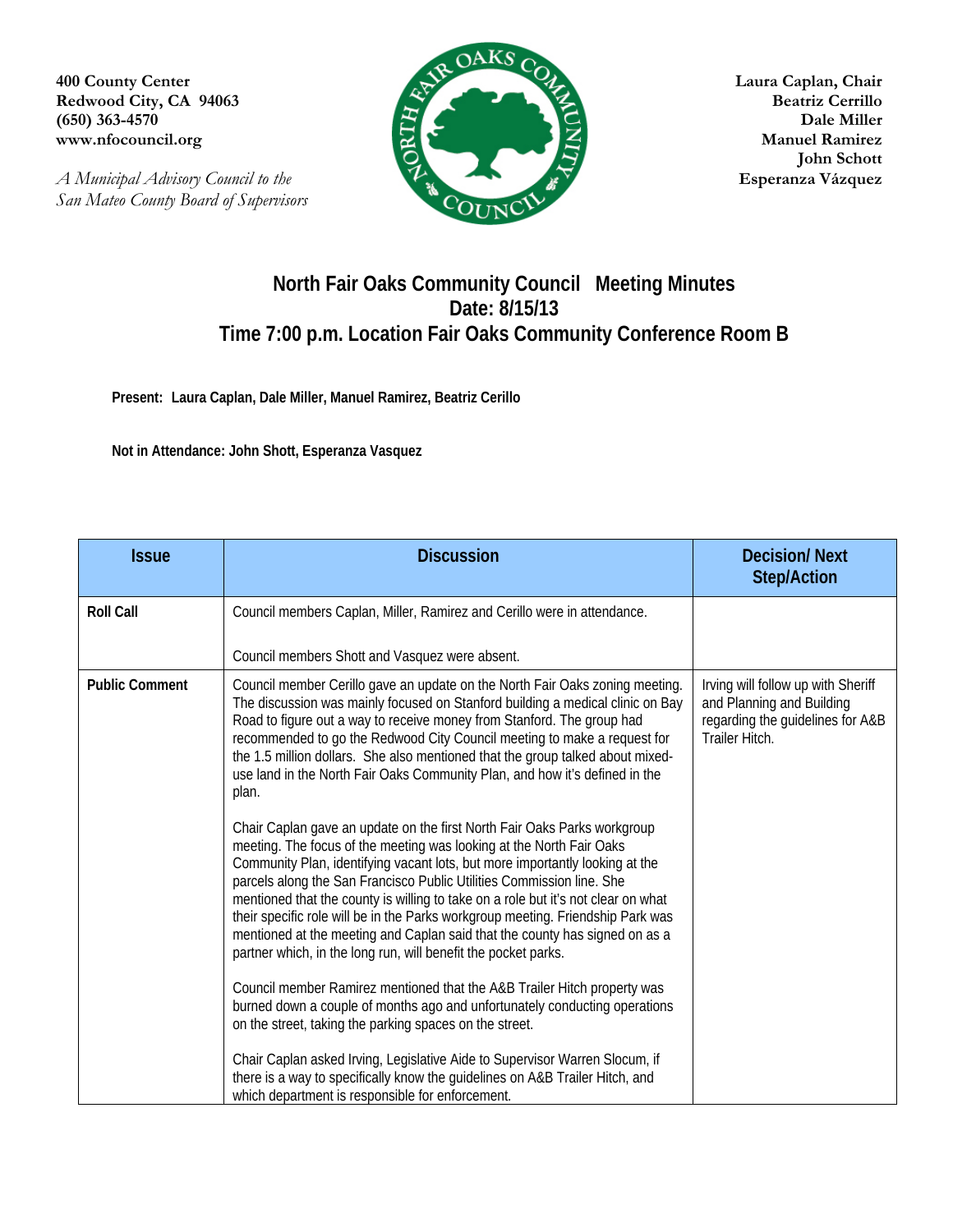400 County Center
Redwood City, CA 94063
(650) 363-4570
www.nfocouncil.org

*A Municipal Advisory Council to the San Mateo County Board of Supervisors*

**Laura Caplan, Chair**
**Beatriz Cerrillo**
**Dale Miller**
**Manuel Ramirez**
**John Schott**
**Esperanza Vázquez**

# North Fair Oaks Community Council Meeting Minutes
## Date: 8/15/13
## Time 7:00 p.m. Location Fair Oaks Community Conference Room B

**Present: Laura Caplan, Dale Miller, Manuel Ramirez, Beatriz Cerillo**

**Not in Attendance: John Shott, Esperanza Vasquez**

| Issue | Discussion | Decision/ Next Step/Action |
|---|---|---|
| **Roll Call** | Council members Caplan, Miller, Ramirez and Cerillo were in attendance.<br><br>Council members Shott and Vasquez were absent. | |
| **Public Comment** | Council member Cerillo gave an update on the North Fair Oaks zoning meeting. The discussion was mainly focused on Stanford building a medical clinic on Bay Road to figure out a way to receive money from Stanford. The group had recommended to go the Redwood City Council meeting to make a request for the 1.5 million dollars. She also mentioned that the group talked about mixed-use land in the North Fair Oaks Community Plan, and how it's defined in the plan.<br><br>Chair Caplan gave an update on the first North Fair Oaks Parks workgroup meeting. The focus of the meeting was looking at the North Fair Oaks Community Plan, identifying vacant lots, but more importantly looking at the parcels along the San Francisco Public Utilities Commission line. She mentioned that the county is willing to take on a role but it's not clear on what their specific role will be in the Parks workgroup meeting. Friendship Park was mentioned at the meeting and Caplan said that the county has signed on as a partner which, in the long run, will benefit the pocket parks.<br><br>Council member Ramirez mentioned that the A&B Trailer Hitch property was burned down a couple of months ago and unfortunately conducting operations on the street, taking the parking spaces on the street.<br><br>Chair Caplan asked Irving, Legislative Aide to Supervisor Warren Slocum, if there is a way to specifically know the guidelines on A&B Trailer Hitch, and which department is responsible for enforcement. | Irving will follow up with Sheriff and Planning and Building regarding the guidelines for A&B Trailer Hitch. |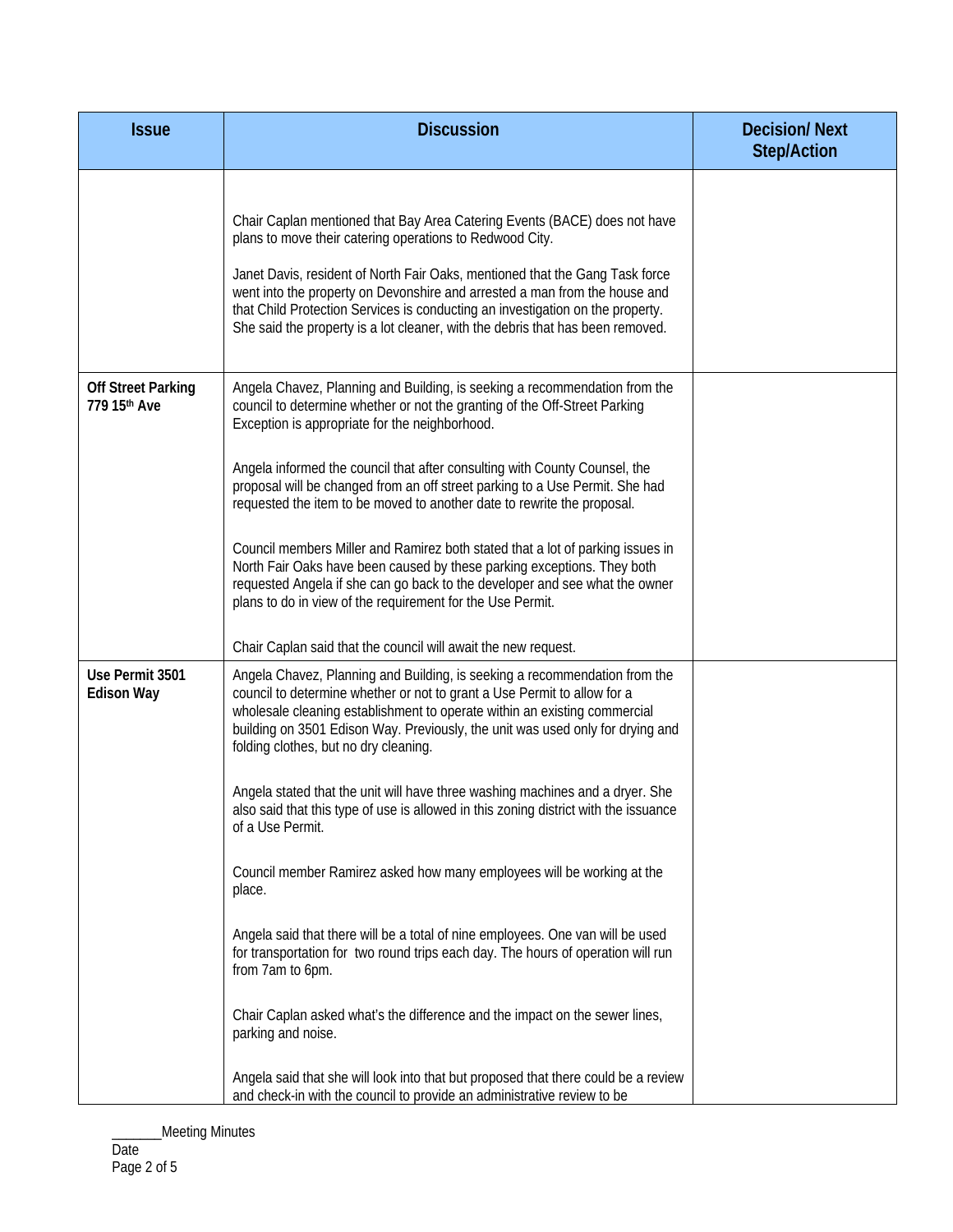| Issue | Discussion | Decision/ Next Step/Action |
|---|---|---|
| | Chair Caplan mentioned that Bay Area Catering Events (BACE) does not have plans to move their catering operations to Redwood City.<br><br>Janet Davis, resident of North Fair Oaks, mentioned that the Gang Task force went into the property on Devonshire and arrested a man from the house and that Child Protection Services is conducting an investigation on the property. She said the property is a lot cleaner, with the debris that has been removed. | |
| **Off Street Parking 779 15th Ave** | Angela Chavez, Planning and Building, is seeking a recommendation from the council to determine whether or not the granting of the Off-Street Parking Exception is appropriate for the neighborhood.<br><br>Angela informed the council that after consulting with County Counsel, the proposal will be changed from an off street parking to a Use Permit. She had requested the item to be moved to another date to rewrite the proposal.<br><br>Council members Miller and Ramirez both stated that a lot of parking issues in North Fair Oaks have been caused by these parking exceptions. They both requested Angela if she can go back to the developer and see what the owner plans to do in view of the requirement for the Use Permit.<br><br>Chair Caplan said that the council will await the new request. | |
| **Use Permit 3501 Edison Way** | Angela Chavez, Planning and Building, is seeking a recommendation from the council to determine whether or not to grant a Use Permit to allow for a wholesale cleaning establishment to operate within an existing commercial building on 3501 Edison Way. Previously, the unit was used only for drying and folding clothes, but no dry cleaning.<br><br>Angela stated that the unit will have three washing machines and a dryer. She also said that this type of use is allowed in this zoning district with the issuance of a Use Permit.<br><br>Council member Ramirez asked how many employees will be working at the place.<br><br>Angela said that there will be a total of nine employees. One van will be used for transportation for two round trips each day. The hours of operation will run from 7am to 6pm.<br><br>Chair Caplan asked what's the difference and the impact on the sewer lines, parking and noise.<br><br>Angela said that she will look into that but proposed that there could be a review and check-in with the council to provide an administrative review to be | |

_______Meeting Minutes
Date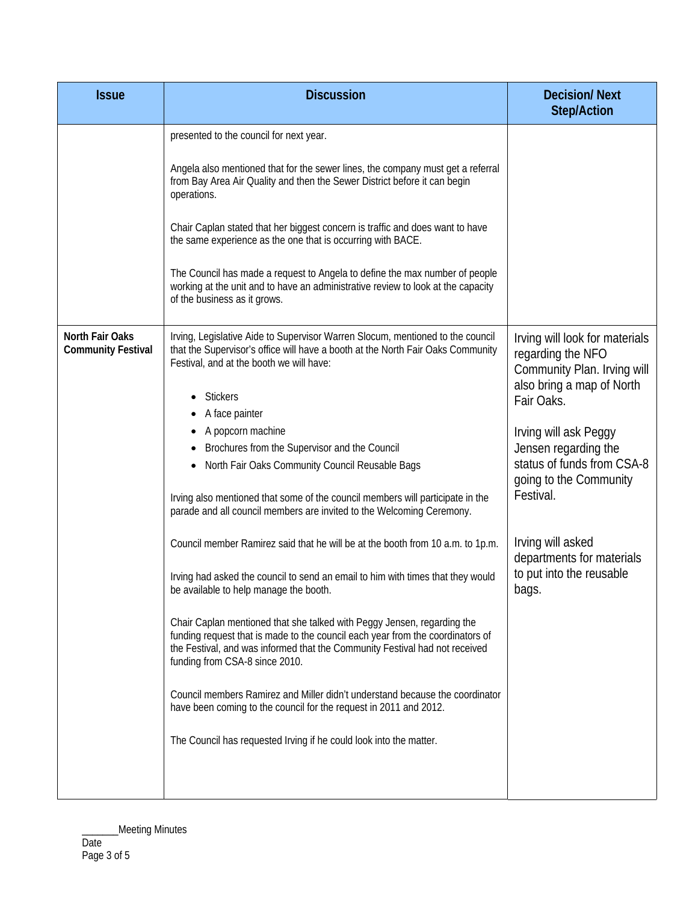| Issue | Discussion | Decision/ Next Step/Action |
| --- | --- | --- |
| | presented to the council for next year.<br><br>Angela also mentioned that for the sewer lines, the company must get a referral from Bay Area Air Quality and then the Sewer District before it can begin operations.<br><br>Chair Caplan stated that her biggest concern is traffic and does want to have the same experience as the one that is occurring with BACE.<br><br>The Council has made a request to Angela to define the max number of people working at the unit and to have an administrative review to look at the capacity of the business as it grows. | |
| **North Fair Oaks Community Festival** | Irving, Legislative Aide to Supervisor Warren Slocum, mentioned to the council that the Supervisor's office will have a booth at the North Fair Oaks Community Festival, and at the booth we will have:<br><br>• Stickers<br>• A face painter<br>• A popcorn machine<br>• Brochures from the Supervisor and the Council<br>• North Fair Oaks Community Council Reusable Bags<br><br>Irving also mentioned that some of the council members will participate in the parade and all council members are invited to the Welcoming Ceremony.<br><br>Council member Ramirez said that he will be at the booth from 10 a.m. to 1p.m.<br><br>Irving had asked the council to send an email to him with times that they would be available to help manage the booth.<br><br>Chair Caplan mentioned that she talked with Peggy Jensen, regarding the funding request that is made to the council each year from the coordinators of the Festival, and was informed that the Community Festival had not received funding from CSA-8 since 2010.<br><br>Council members Ramirez and Miller didn't understand because the coordinator have been coming to the council for the request in 2011 and 2012.<br><br>The Council has requested Irving if he could look into the matter. | Irving will look for materials regarding the NFO Community Plan. Irving will also bring a map of North Fair Oaks.<br><br>Irving will ask Peggy Jensen regarding the status of funds from CSA-8 going to the Community Festival.<br><br>Irving will asked departments for materials to put into the reusable bags. |

_______Meeting Minutes
Date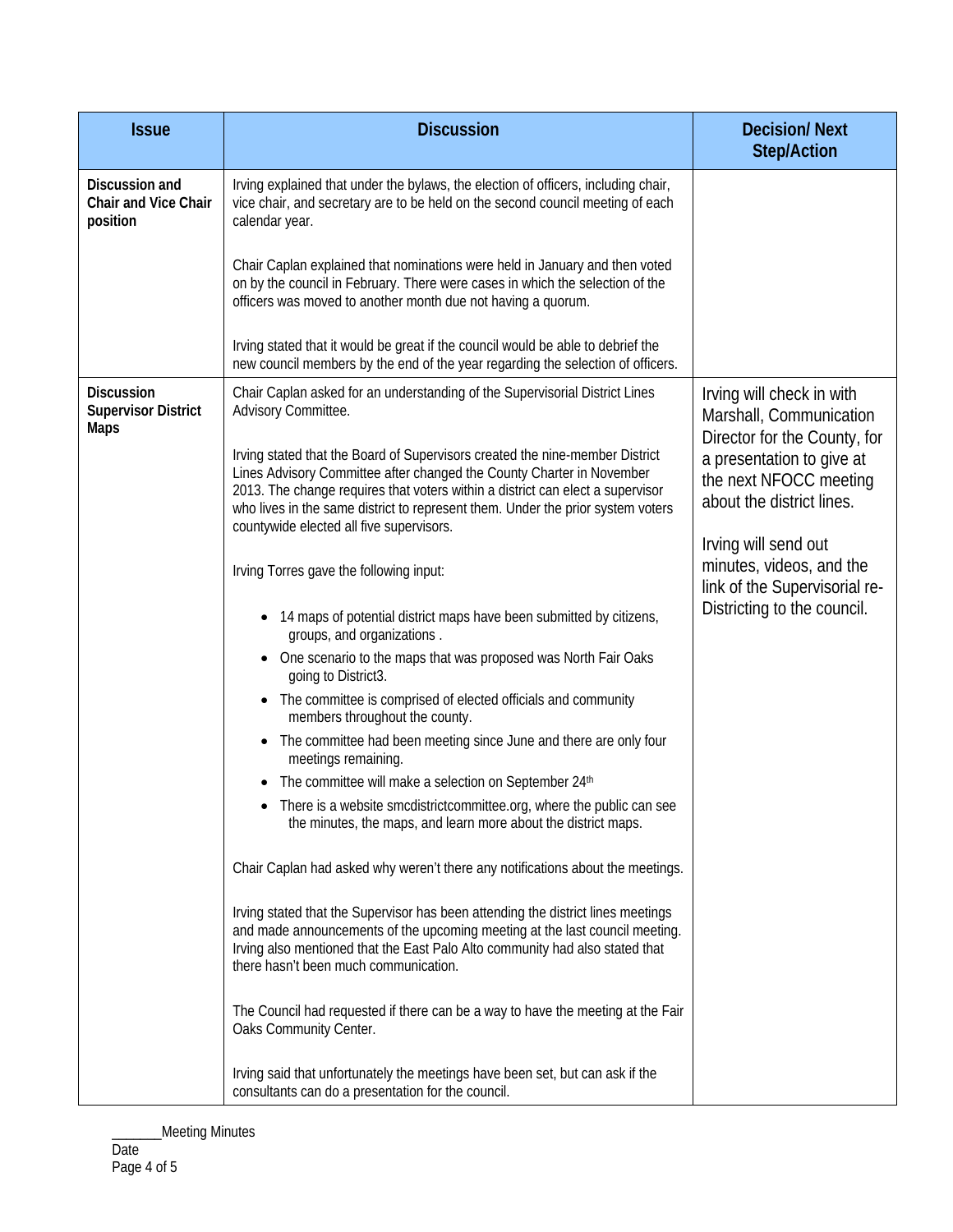| Issue | Discussion | Decision/ Next Step/Action |
|---|---|---|
| **Discussion and Chair and Vice Chair position** | Irving explained that under the bylaws, the election of officers, including chair, vice chair, and secretary are to be held on the second council meeting of each calendar year.<br><br>Chair Caplan explained that nominations were held in January and then voted on by the council in February. There were cases in which the selection of the officers was moved to another month due not having a quorum.<br><br>Irving stated that it would be great if the council would be able to debrief the new council members by the end of the year regarding the selection of officers. | |
| **Discussion Supervisor District Maps** | Chair Caplan asked for an understanding of the Supervisorial District Lines Advisory Committee.<br><br>Irving stated that the Board of Supervisors created the nine-member District Lines Advisory Committee after changed the County Charter in November 2013. The change requires that voters within a district can elect a supervisor who lives in the same district to represent them. Under the prior system voters countywide elected all five supervisors.<br><br>Irving Torres gave the following input:<br><br>• 14 maps of potential district maps have been submitted by citizens, groups, and organizations .<br>• One scenario to the maps that was proposed was North Fair Oaks going to District3.<br>• The committee is comprised of elected officials and community members throughout the county.<br>• The committee had been meeting since June and there are only four meetings remaining.<br>• The committee will make a selection on September 24th<br>• There is a website smcdistrictcommittee.org, where the public can see the minutes, the maps, and learn more about the district maps.<br><br>Chair Caplan had asked why weren't there any notifications about the meetings.<br><br>Irving stated that the Supervisor has been attending the district lines meetings and made announcements of the upcoming meeting at the last council meeting. Irving also mentioned that the East Palo Alto community had also stated that there hasn't been much communication.<br><br>The Council had requested if there can be a way to have the meeting at the Fair Oaks Community Center.<br><br>Irving said that unfortunately the meetings have been set, but can ask if the consultants can do a presentation for the council. | Irving will check in with Marshall, Communication Director for the County, for a presentation to give at the next NFOCC meeting about the district lines.<br><br>Irving will send out minutes, videos, and the link of the Supervisorial re-Districting to the council. |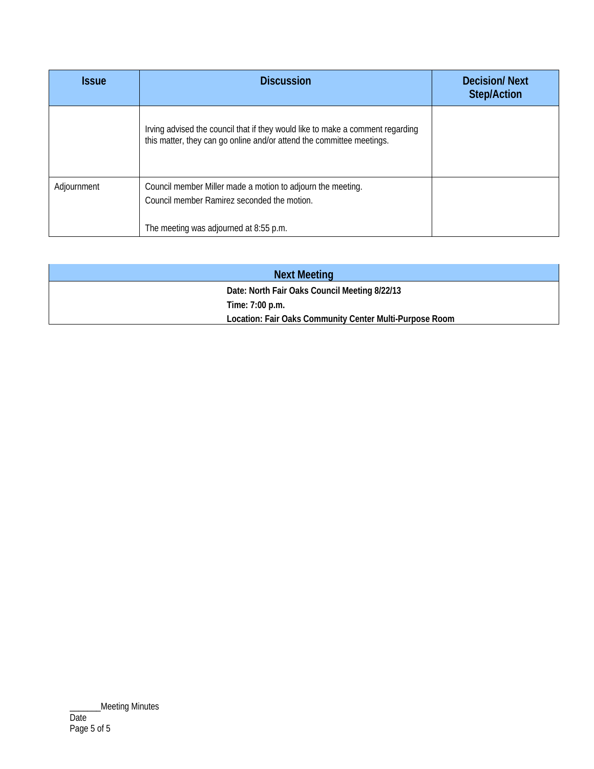| Issue | Discussion | Decision/ Next Step/Action |
|---|---|---|
| | Irving advised the council that if they would like to make a comment regarding this matter, they can go online and/or attend the committee meetings. | |
| Adjournment | Council member Miller made a motion to adjourn the meeting.<br>Council member Ramirez seconded the motion.<br><br>The meeting was adjourned at 8:55 p.m. | |

| Next Meeting |
|---|
| **Date: North Fair Oaks Council Meeting 8/22/13**<br>**Time: 7:00 p.m.**<br>**Location: Fair Oaks Community Center Multi-Purpose Room** |